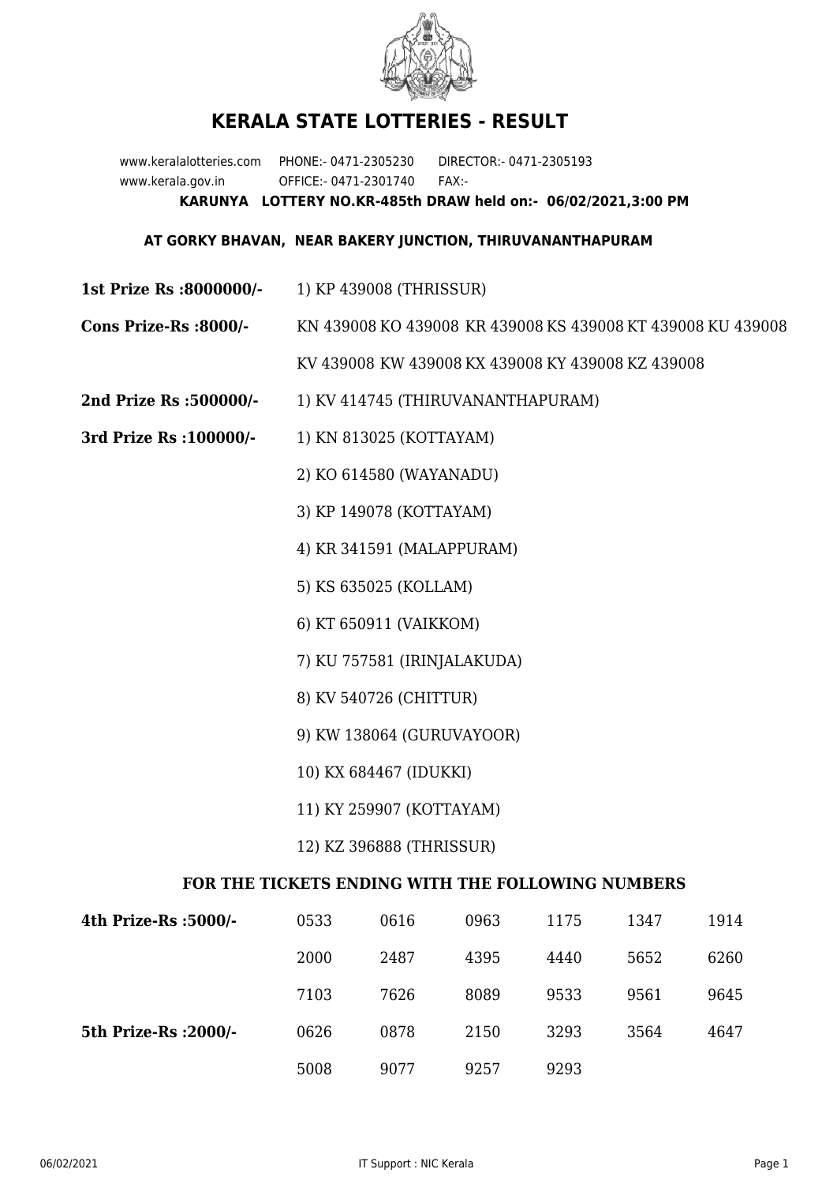# KERALA STATE LOTTERIES - RESULT

www.keralalotteries.com PHONE:- 0471-2305230 DIRECTOR:- 0471-2305193
www.kerala.gov.in OFFICE:- 0471-2301740 FAX:-

**KARUNYA LOTTERY NO.KR-485th DRAW held on:- 06/02/2021,3:00 PM**

**AT GORKY BHAVAN, NEAR BAKERY JUNCTION, THIRUVANANTHAPURAM**

**1st Prize Rs :8000000/-** 1) KP 439008 (THRISSUR)

**Cons Prize-Rs :8000/-** KN 439008 KO 439008 KR 439008 KS 439008 KT 439008 KU 439008 KV 439008 KW 439008 KX 439008 KY 439008 KZ 439008

**2nd Prize Rs :500000/-** 1) KV 414745 (THIRUVANANTHAPURAM)

**3rd Prize Rs :100000/-**

1) KN 813025 (KOTTAYAM)
2) KO 614580 (WAYANADU)
3) KP 149078 (KOTTAYAM)
4) KR 341591 (MALAPPURAM)
5) KS 635025 (KOLLAM)
6) KT 650911 (VAIKKOM)
7) KU 757581 (IRINJALAKUDA)
8) KV 540726 (CHITTUR)
9) KW 138064 (GURUVAYOOR)
10) KX 684467 (IDUKKI)
11) KY 259907 (KOTTAYAM)
12) KZ 396888 (THRISSUR)

### FOR THE TICKETS ENDING WITH THE FOLLOWING NUMBERS

| | | | | | | |
|---|---|---|---|---|---|---|
| **4th Prize-Rs :5000/-** | 0533 | 0616 | 0963 | 1175 | 1347 | 1914 |
| | 2000 | 2487 | 4395 | 4440 | 5652 | 6260 |
| | 7103 | 7626 | 8089 | 9533 | 9561 | 9645 |
| **5th Prize-Rs :2000/-** | 0626 | 0878 | 2150 | 3293 | 3564 | 4647 |
| | 5008 | 9077 | 9257 | 9293 | | |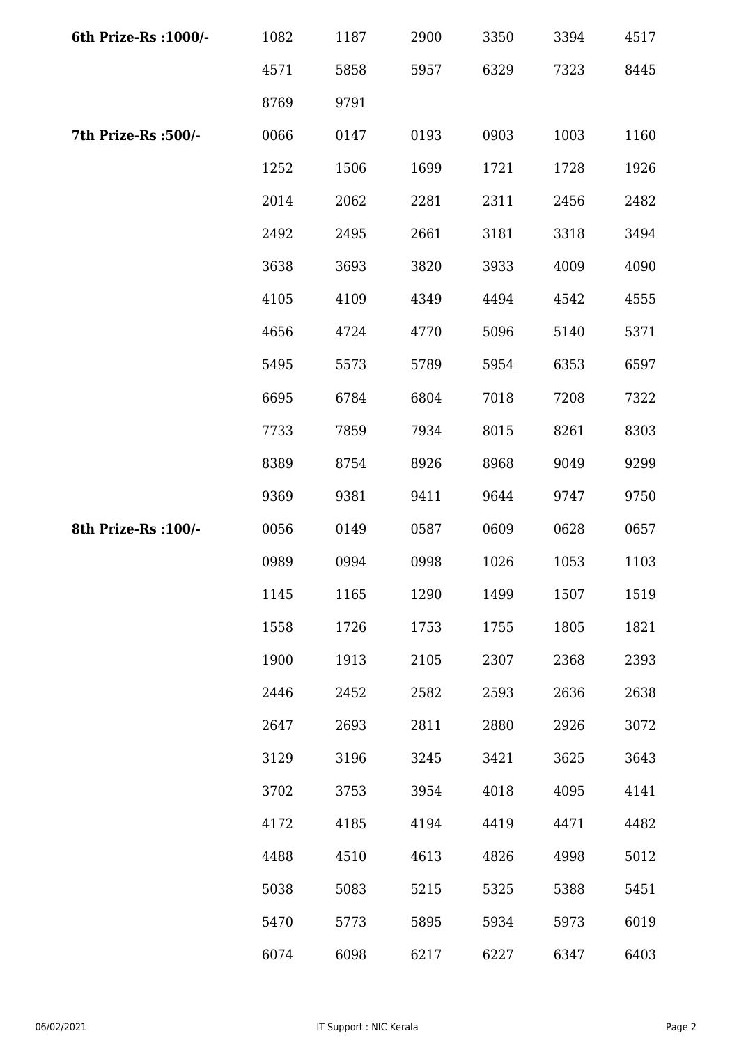| | | | | | | |
|---|---|---|---|---|---|---|
| **6th Prize-Rs :1000/-** | 1082 | 1187 | 2900 | 3350 | 3394 | 4517 |
| | 4571 | 5858 | 5957 | 6329 | 7323 | 8445 |
| | 8769 | 9791 | | | | |
| **7th Prize-Rs :500/-** | 0066 | 0147 | 0193 | 0903 | 1003 | 1160 |
| | 1252 | 1506 | 1699 | 1721 | 1728 | 1926 |
| | 2014 | 2062 | 2281 | 2311 | 2456 | 2482 |
| | 2492 | 2495 | 2661 | 3181 | 3318 | 3494 |
| | 3638 | 3693 | 3820 | 3933 | 4009 | 4090 |
| | 4105 | 4109 | 4349 | 4494 | 4542 | 4555 |
| | 4656 | 4724 | 4770 | 5096 | 5140 | 5371 |
| | 5495 | 5573 | 5789 | 5954 | 6353 | 6597 |
| | 6695 | 6784 | 6804 | 7018 | 7208 | 7322 |
| | 7733 | 7859 | 7934 | 8015 | 8261 | 8303 |
| | 8389 | 8754 | 8926 | 8968 | 9049 | 9299 |
| | 9369 | 9381 | 9411 | 9644 | 9747 | 9750 |
| **8th Prize-Rs :100/-** | 0056 | 0149 | 0587 | 0609 | 0628 | 0657 |
| | 0989 | 0994 | 0998 | 1026 | 1053 | 1103 |
| | 1145 | 1165 | 1290 | 1499 | 1507 | 1519 |
| | 1558 | 1726 | 1753 | 1755 | 1805 | 1821 |
| | 1900 | 1913 | 2105 | 2307 | 2368 | 2393 |
| | 2446 | 2452 | 2582 | 2593 | 2636 | 2638 |
| | 2647 | 2693 | 2811 | 2880 | 2926 | 3072 |
| | 3129 | 3196 | 3245 | 3421 | 3625 | 3643 |
| | 3702 | 3753 | 3954 | 4018 | 4095 | 4141 |
| | 4172 | 4185 | 4194 | 4419 | 4471 | 4482 |
| | 4488 | 4510 | 4613 | 4826 | 4998 | 5012 |
| | 5038 | 5083 | 5215 | 5325 | 5388 | 5451 |
| | 5470 | 5773 | 5895 | 5934 | 5973 | 6019 |
| | 6074 | 6098 | 6217 | 6227 | 6347 | 6403 |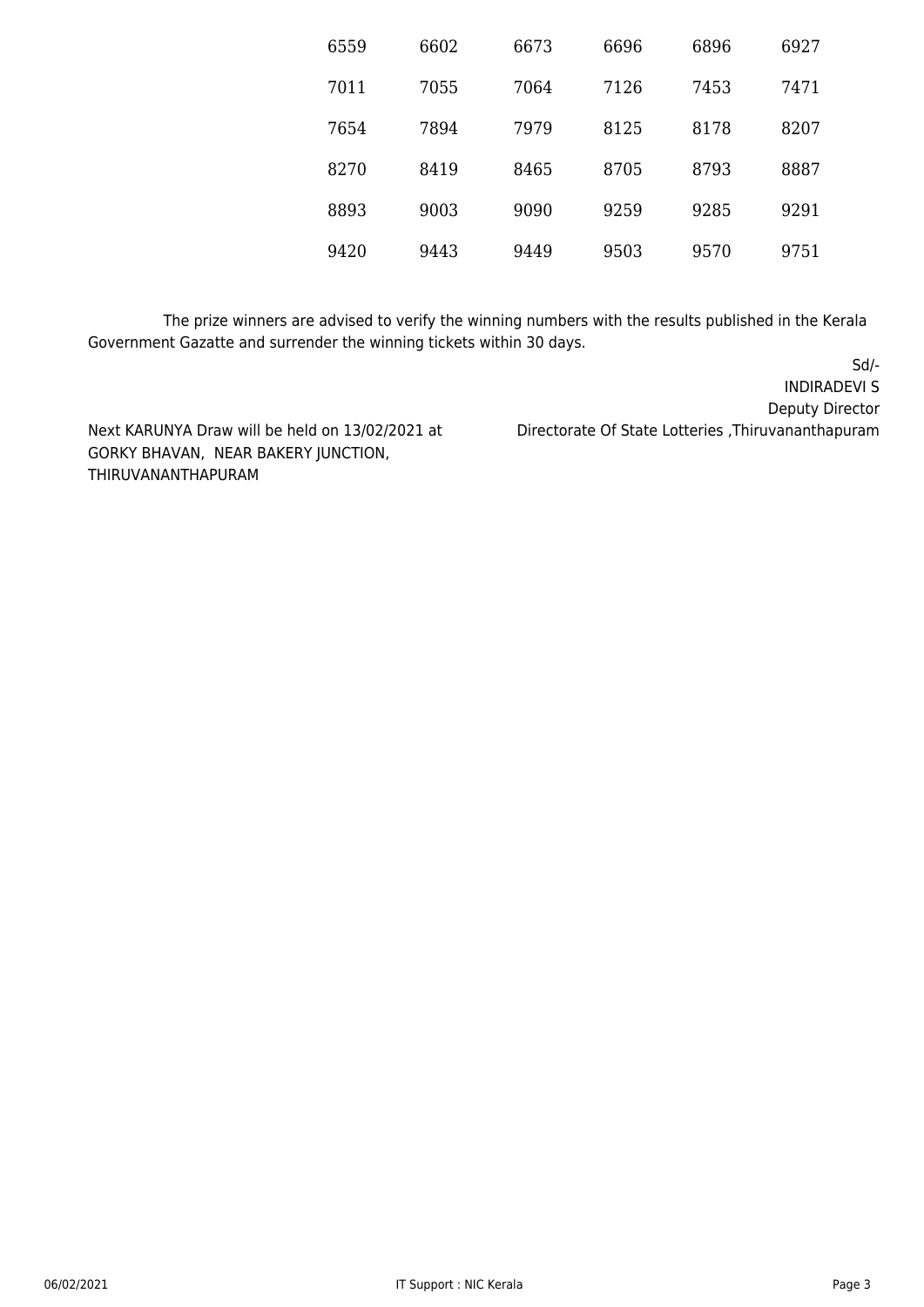| | | | | | |
|---|---|---|---|---|---|
| 6559 | 6602 | 6673 | 6696 | 6896 | 6927 |
| 7011 | 7055 | 7064 | 7126 | 7453 | 7471 |
| 7654 | 7894 | 7979 | 8125 | 8178 | 8207 |
| 8270 | 8419 | 8465 | 8705 | 8793 | 8887 |
| 8893 | 9003 | 9090 | 9259 | 9285 | 9291 |
| 9420 | 9443 | 9449 | 9503 | 9570 | 9751 |

The prize winners are advised to verify the winning numbers with the results published in the Kerala Government Gazatte and surrender the winning tickets within 30 days.

Sd/-
INDIRADEVI S
Deputy Director
Directorate Of State Lotteries ,Thiruvananthapuram

Next KARUNYA Draw will be held on 13/02/2021 at GORKY BHAVAN, NEAR BAKERY JUNCTION, THIRUVANANTHAPURAM